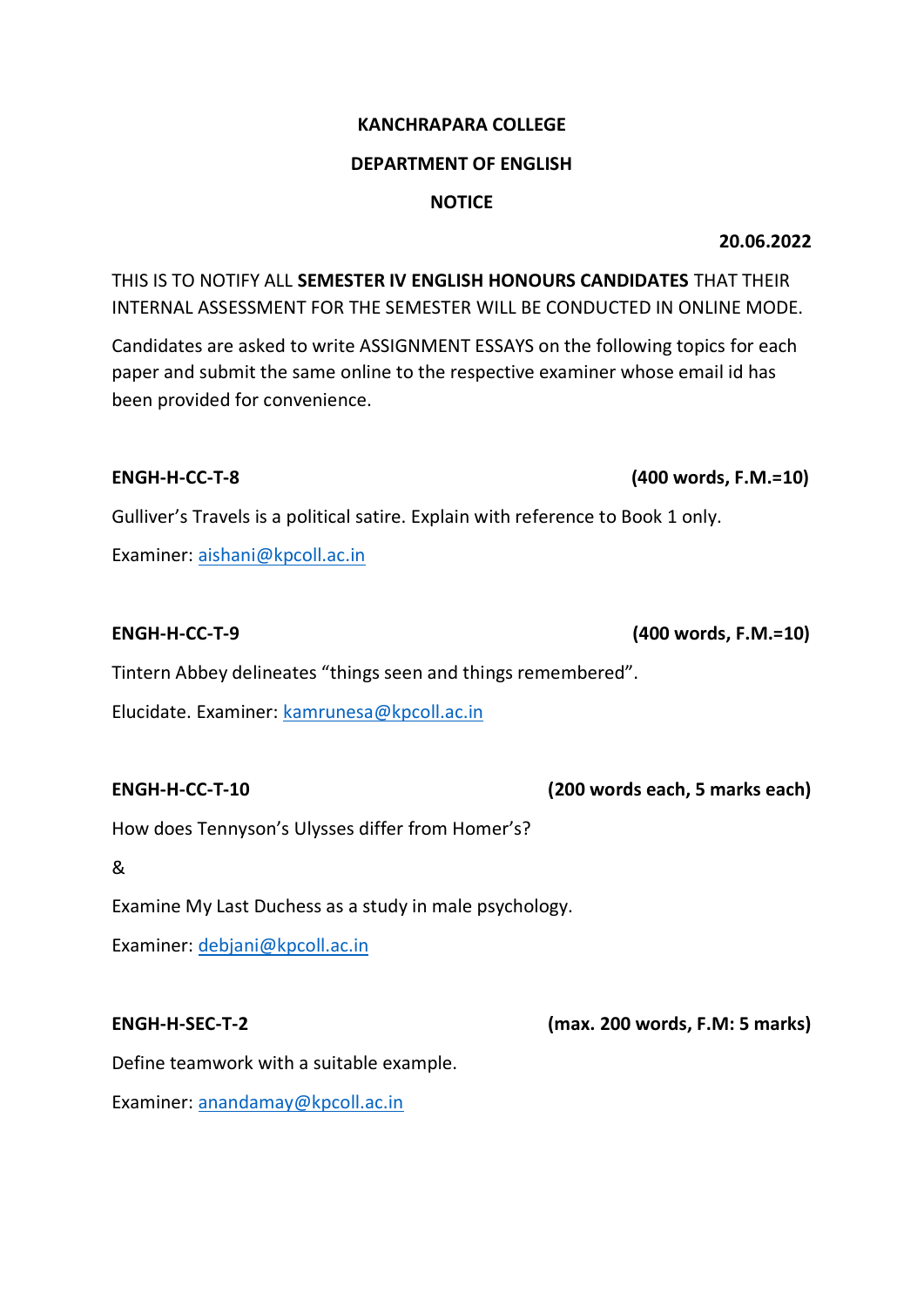**KANCHRAPARA COLLEGE**

**DEPARTMENT OF ENGLISH**

**NOTICE**

**20.06.2022**

THIS IS TO NOTIFY ALL **SEMESTER IV ENGLISH HONOURS CANDIDATES** THAT THEIR INTERNAL ASSESSMENT FOR THE SEMESTER WILL BE CONDUCTED IN ONLINE MODE.

Candidates are asked to write ASSIGNMENT ESSAYS on the following topics for each paper and submit the same online to the respective examiner whose email id has been provided for convenience.

**ENGH-H-CC-T-8** **(400 words, F.M.=10)**

Gulliver's Travels is a political satire. Explain with reference to Book 1 only.

Examiner: aishani@kpcoll.ac.in

**ENGH-H-CC-T-9** **(400 words, F.M.=10)**

Tintern Abbey delineates "things seen and things remembered".

Elucidate. Examiner: kamrunesa@kpcoll.ac.in

**ENGH-H-CC-T-10** **(200 words each, 5 marks each)**

How does Tennyson's Ulysses differ from Homer's?

&

Examine My Last Duchess as a study in male psychology.

Examiner: debjani@kpcoll.ac.in

**ENGH-H-SEC-T-2** **(max. 200 words, F.M: 5 marks)**

Define teamwork with a suitable example.

Examiner: anandamay@kpcoll.ac.in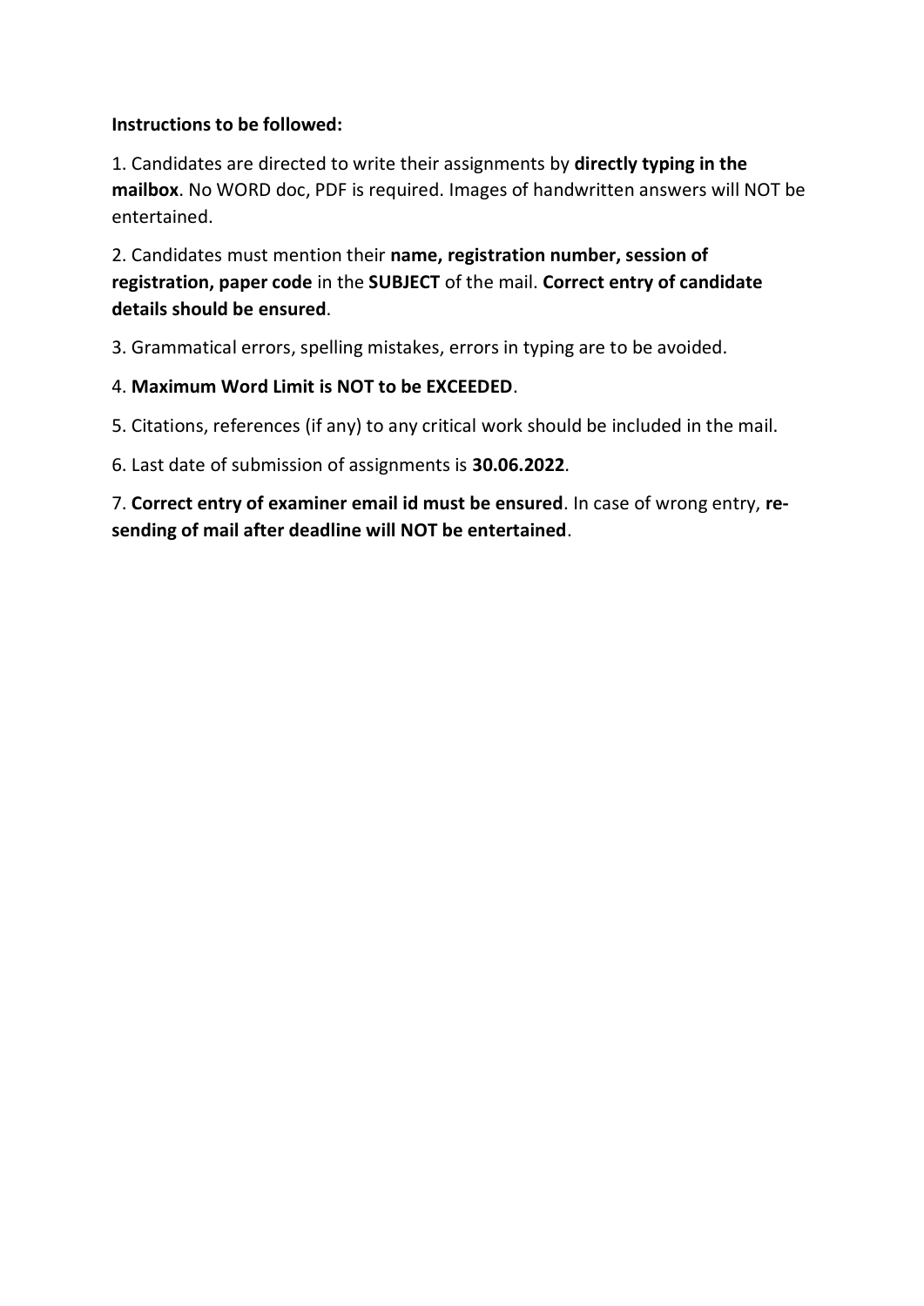**Instructions to be followed:**

1. Candidates are directed to write their assignments by **directly typing in the mailbox**. No WORD doc, PDF is required. Images of handwritten answers will NOT be entertained.

2. Candidates must mention their **name, registration number, session of registration, paper code** in the **SUBJECT** of the mail. **Correct entry of candidate details should be ensured**.

3. Grammatical errors, spelling mistakes, errors in typing are to be avoided.

4. **Maximum Word Limit is NOT to be EXCEEDED**.

5. Citations, references (if any) to any critical work should be included in the mail.

6. Last date of submission of assignments is **30.06.2022**.

7. **Correct entry of examiner email id must be ensured**. In case of wrong entry, **re-sending of mail after deadline will NOT be entertained**.